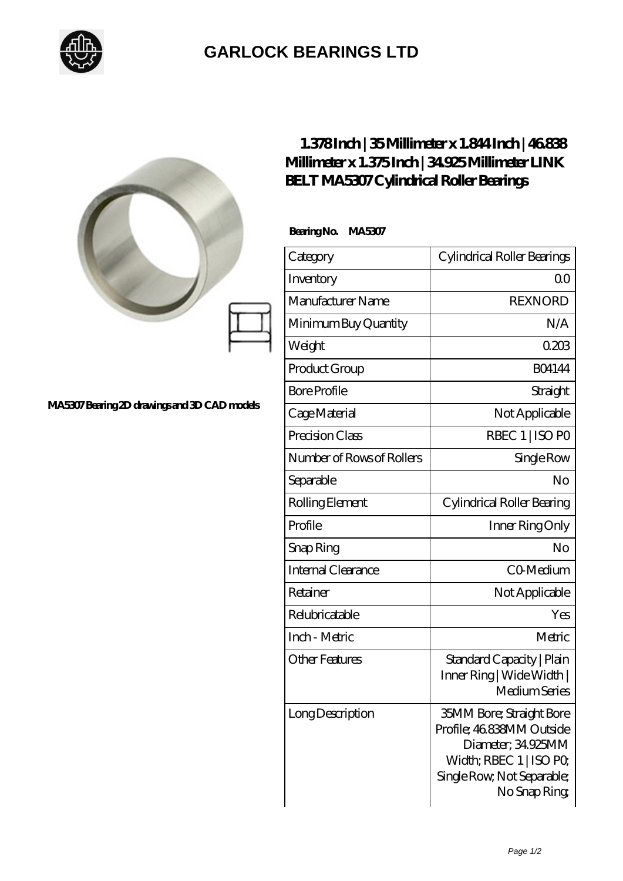# GARLOCK BEARINGS LTD

MA5307 Bearing 2D drawings and 3D CAD models

## 1.378 Inch | 35 Millimeter x 1.844 Inch | 46.838 Millimeter x 1.375 Inch | 34.925 Millimeter LINK BELT MA5307 Cylindrical Roller Bearings

**Bearing No. MA5307**

| Category | Cylindrical Roller Bearings |
| --- | --- |
| Inventory | 0.0 |
| Manufacturer Name | REXNORD |
| Minimum Buy Quantity | N/A |
| Weight | 0.203 |
| Product Group | B04144 |
| Bore Profile | Straight |
| Cage Material | Not Applicable |
| Precision Class | RBEC 1 \| ISO P0 |
| Number of Rows of Rollers | Single Row |
| Separable | No |
| Rolling Element | Cylindrical Roller Bearing |
| Profile | Inner Ring Only |
| Snap Ring | No |
| Internal Clearance | C0-Medium |
| Retainer | Not Applicable |
| Relubricatable | Yes |
| Inch - Metric | Metric |
| Other Features | Standard Capacity \| Plain Inner Ring \| Wide Width \| Medium Series |
| Long Description | 35MM Bore; Straight Bore Profile; 46.838MM Outside Diameter; 34.925MM Width; RBEC 1 \| ISO P0; Single Row; Not Separable; No Snap Ring; |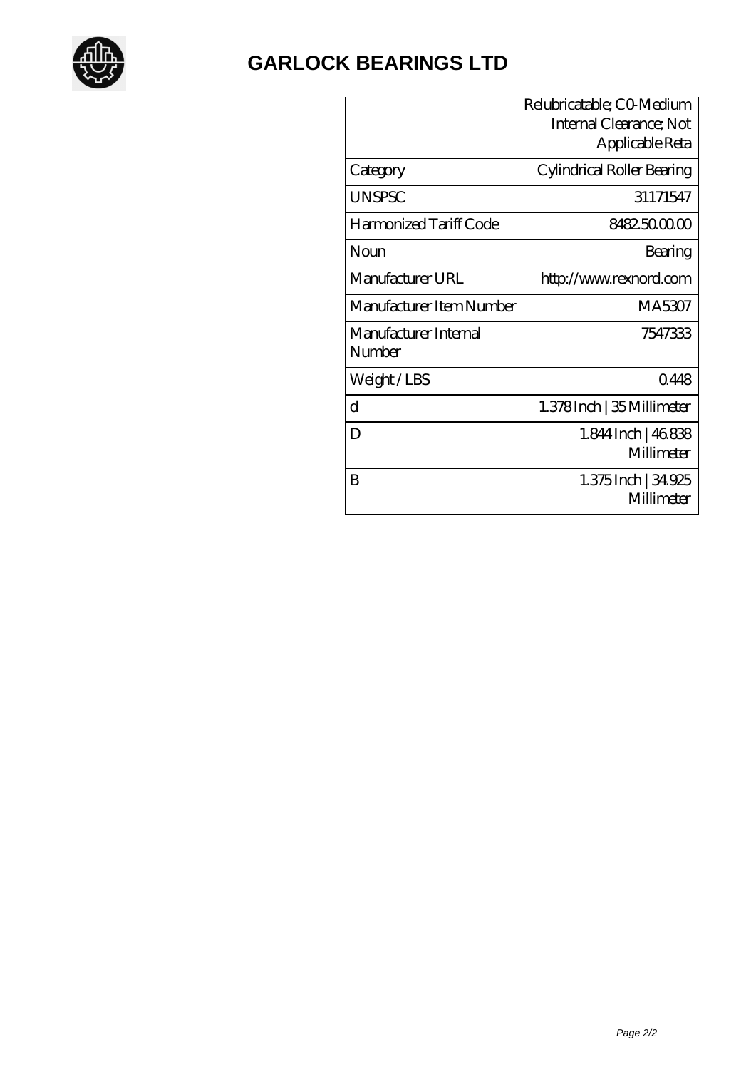| | |
|---|---|
| | Relubricatable; C0-Medium Internal Clearance; Not Applicable Reta |
| Category | Cylindrical Roller Bearing |
| UNSPSC | 31171547 |
| Harmonized Tariff Code | 8482.50.00.00 |
| Noun | Bearing |
| Manufacturer URL | http://www.rexnord.com |
| Manufacturer Item Number | MA5307 |
| Manufacturer Internal Number | 7547333 |
| Weight / LBS | 0.448 |
| d | 1.378 Inch \| 35 Millimeter |
| D | 1.844 Inch \| 46.838 Millimeter |
| B | 1.375 Inch \| 34.925 Millimeter |